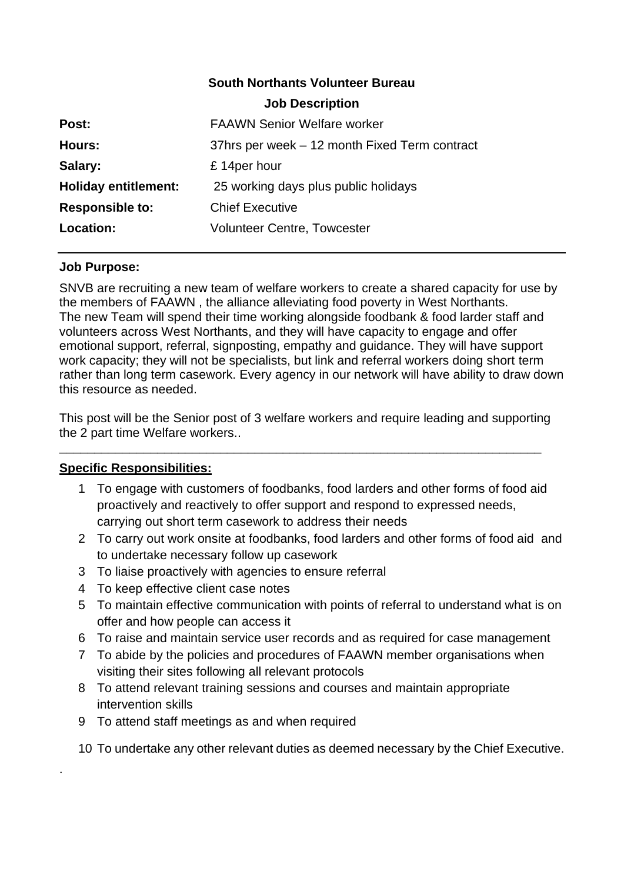**South Northants Volunteer Bureau**

**Job Description**

| | |
|---|---|
| **Post:** | FAAWN Senior Welfare worker |
| **Hours:** | 37hrs per week – 12 month Fixed Term contract |
| **Salary:** | £ 14per hour |
| **Holiday entitlement:** | 25 working days plus public holidays |
| **Responsible to:** | Chief Executive |
| **Location:** | Volunteer Centre, Towcester |

---

**Job Purpose:**

SNVB are recruiting a new team of welfare workers to create a shared capacity for use by the members of FAAWN , the alliance alleviating food poverty in West Northants. The new Team will spend their time working alongside foodbank & food larder staff and volunteers across West Northants, and they will have capacity to engage and offer emotional support, referral, signposting, empathy and guidance. They will have support work capacity; they will not be specialists, but link and referral workers doing short term rather than long term casework. Every agency in our network will have ability to draw down this resource as needed.

This post will be the Senior post of 3 welfare workers and require leading and supporting the 2 part time Welfare workers..

---

**Specific Responsibilities:**

1. To engage with customers of foodbanks, food larders and other forms of food aid proactively and reactively to offer support and respond to expressed needs, carrying out short term casework to address their needs
2. To carry out work onsite at foodbanks, food larders and other forms of food aid and to undertake necessary follow up casework
3. To liaise proactively with agencies to ensure referral
4. To keep effective client case notes
5. To maintain effective communication with points of referral to understand what is on offer and how people can access it
6. To raise and maintain service user records and as required for case management
7. To abide by the policies and procedures of FAAWN member organisations when visiting their sites following all relevant protocols
8. To attend relevant training sessions and courses and maintain appropriate intervention skills
9. To attend staff meetings as and when required
10. To undertake any other relevant duties as deemed necessary by the Chief Executive.

.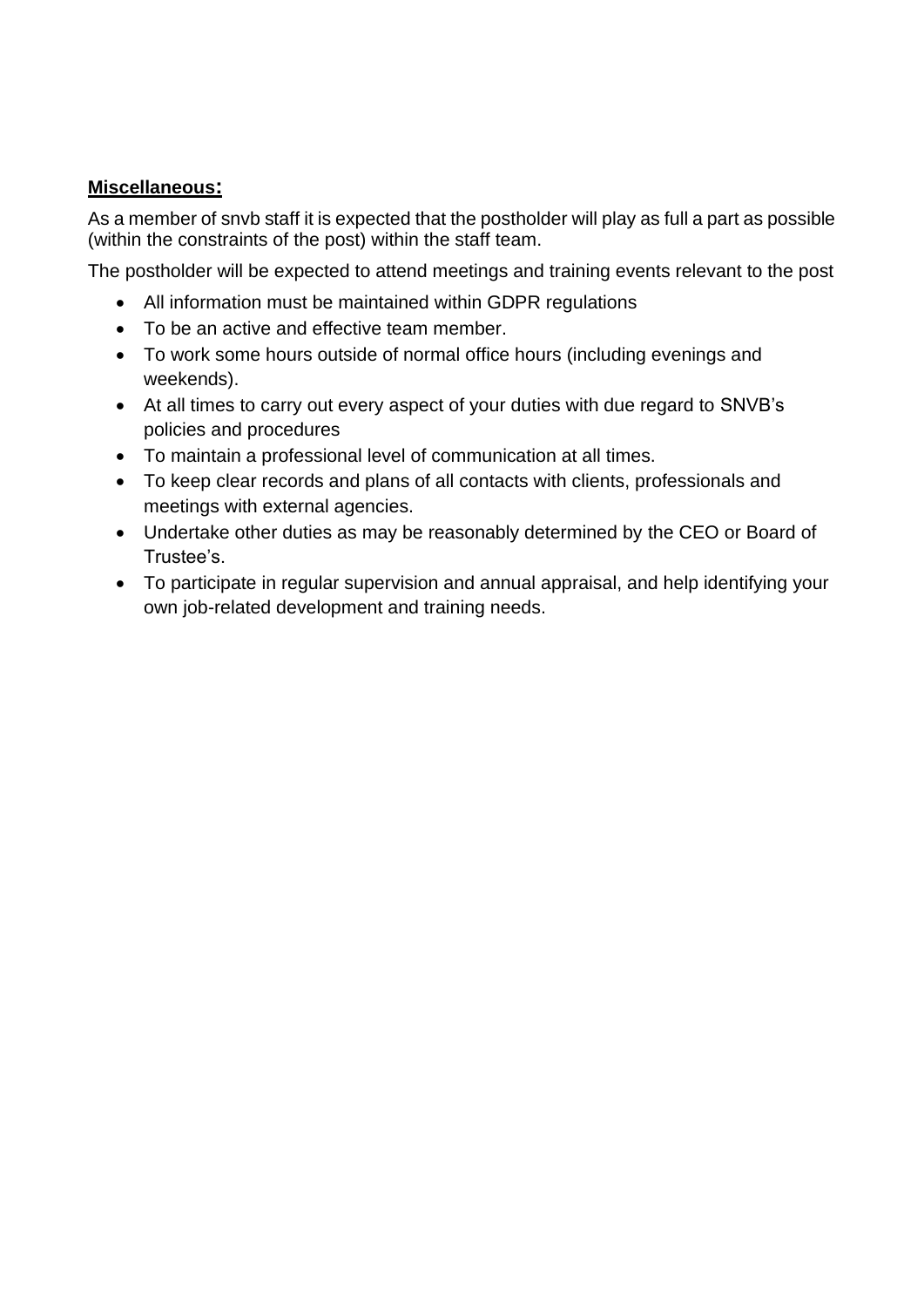**Miscellaneous:**

As a member of snvb staff it is expected that the postholder will play as full a part as possible (within the constraints of the post) within the staff team.

The postholder will be expected to attend meetings and training events relevant to the post

- All information must be maintained within GDPR regulations
- To be an active and effective team member.
- To work some hours outside of normal office hours (including evenings and weekends).
- At all times to carry out every aspect of your duties with due regard to SNVB's policies and procedures
- To maintain a professional level of communication at all times.
- To keep clear records and plans of all contacts with clients, professionals and meetings with external agencies.
- Undertake other duties as may be reasonably determined by the CEO or Board of Trustee's.
- To participate in regular supervision and annual appraisal, and help identifying your own job-related development and training needs.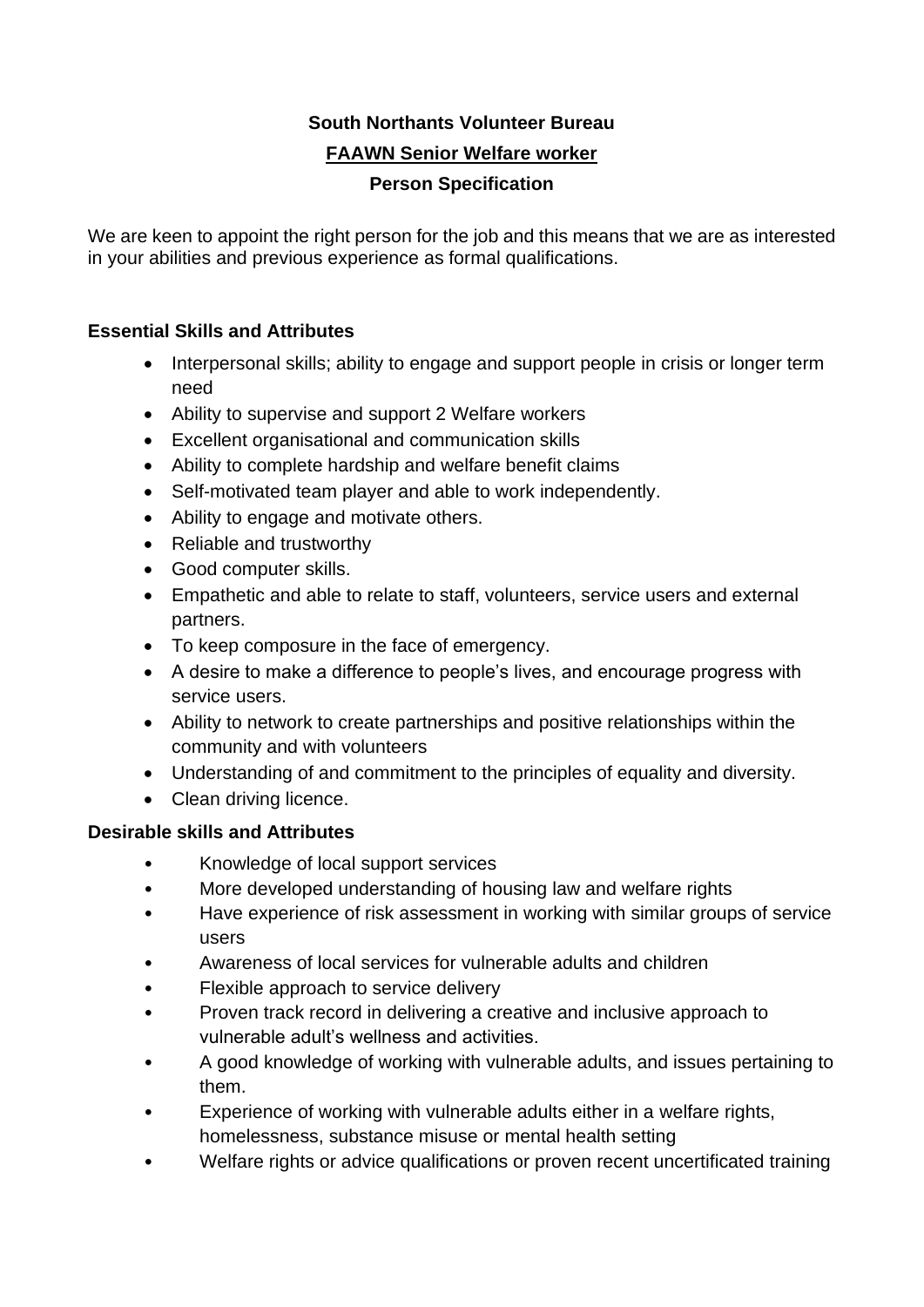**South Northants Volunteer Bureau**

**FAAWN Senior Welfare worker**

**Person Specification**

We are keen to appoint the right person for the job and this means that we are as interested in your abilities and previous experience as formal qualifications.

**Essential Skills and Attributes**

- Interpersonal skills; ability to engage and support people in crisis or longer term need
- Ability to supervise and support 2 Welfare workers
- Excellent organisational and communication skills
- Ability to complete hardship and welfare benefit claims
- Self-motivated team player and able to work independently.
- Ability to engage and motivate others.
- Reliable and trustworthy
- Good computer skills.
- Empathetic and able to relate to staff, volunteers, service users and external partners.
- To keep composure in the face of emergency.
- A desire to make a difference to people's lives, and encourage progress with service users.
- Ability to network to create partnerships and positive relationships within the community and with volunteers
- Understanding of and commitment to the principles of equality and diversity.
- Clean driving licence.

**Desirable skills and Attributes**

- Knowledge of local support services
- More developed understanding of housing law and welfare rights
- Have experience of risk assessment in working with similar groups of service users
- Awareness of local services for vulnerable adults and children
- Flexible approach to service delivery
- Proven track record in delivering a creative and inclusive approach to vulnerable adult's wellness and activities.
- A good knowledge of working with vulnerable adults, and issues pertaining to them.
- Experience of working with vulnerable adults either in a welfare rights, homelessness, substance misuse or mental health setting
- Welfare rights or advice qualifications or proven recent uncertificated training